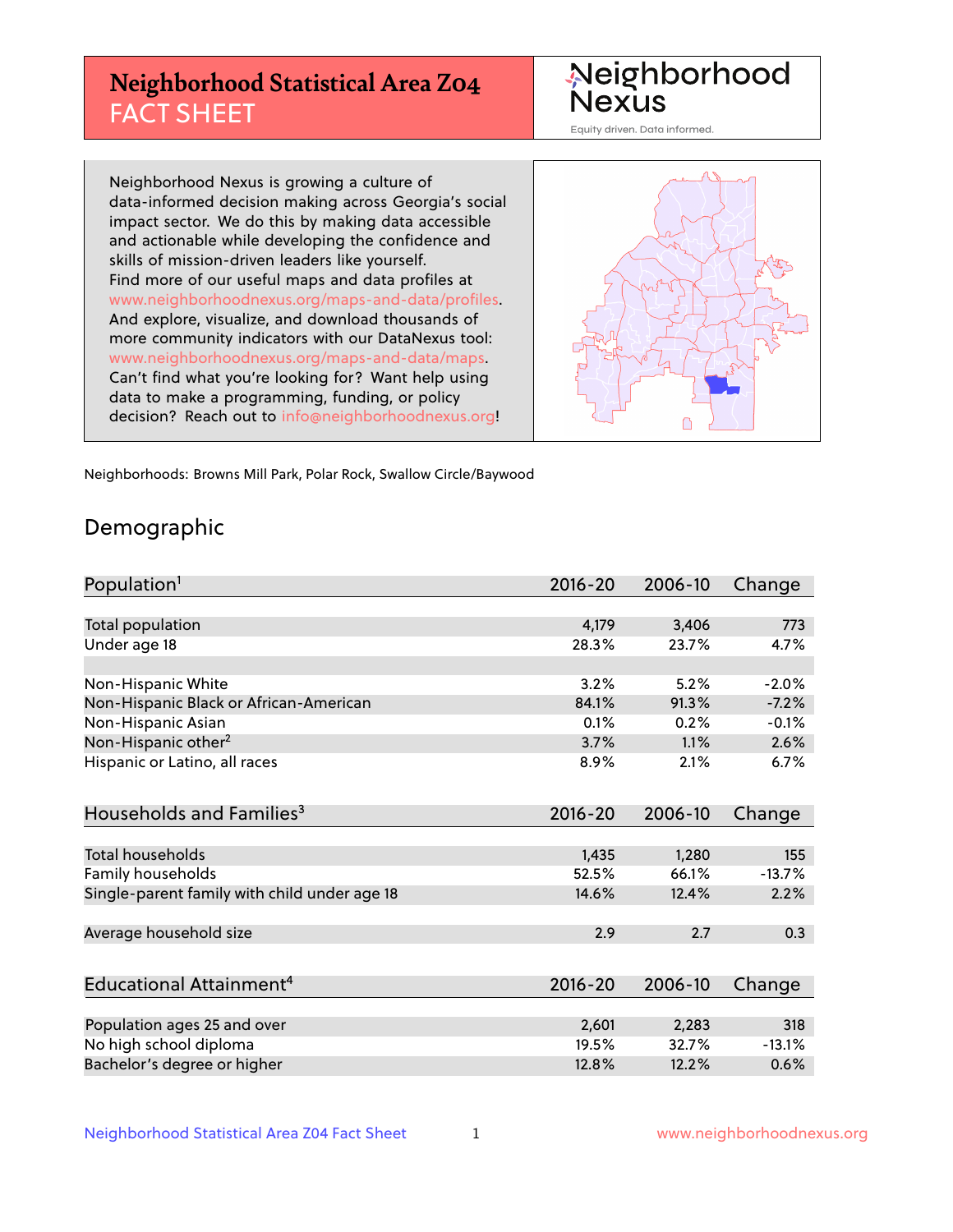# Neighborhood Statistical Area Z04 FACT SHEET

Neighborhood Nexus

Equity driven. Data informed.

Neighborhood Nexus is growing a culture of data-informed decision making across Georgia's social impact sector. We do this by making data accessible and actionable while developing the confidence and skills of mission-driven leaders like yourself. Find more of our useful maps and data profiles at www.neighborhoodnexus.org/maps-and-data/profiles. And explore, visualize, and download thousands of more community indicators with our DataNexus tool: www.neighborhoodnexus.org/maps-and-data/maps. Can't find what you're looking for? Want help using data to make a programming, funding, or policy decision? Reach out to info@neighborhoodnexus.org!

Neighborhoods: Browns Mill Park, Polar Rock, Swallow Circle/Baywood

## Demographic

| Population[1] | 2016-20 | 2006-10 | Change |
|---|---|---|---|
| Total population | 4,179 | 3,406 | 773 |
| Under age 18 | 28.3% | 23.7% | 4.7% |
| | | | |
| Non-Hispanic White | 3.2% | 5.2% | -2.0% |
| Non-Hispanic Black or African-American | 84.1% | 91.3% | -7.2% |
| Non-Hispanic Asian | 0.1% | 0.2% | -0.1% |
| Non-Hispanic other[2] | 3.7% | 1.1% | 2.6% |
| Hispanic or Latino, all races | 8.9% | 2.1% | 6.7% |

| Households and Families[3] | 2016-20 | 2006-10 | Change |
|---|---|---|---|
| Total households | 1,435 | 1,280 | 155 |
| Family households | 52.5% | 66.1% | -13.7% |
| Single-parent family with child under age 18 | 14.6% | 12.4% | 2.2% |
| | | | |
| Average household size | 2.9 | 2.7 | 0.3 |

| Educational Attainment[4] | 2016-20 | 2006-10 | Change |
|---|---|---|---|
| Population ages 25 and over | 2,601 | 2,283 | 318 |
| No high school diploma | 19.5% | 32.7% | -13.1% |
| Bachelor's degree or higher | 12.8% | 12.2% | 0.6% |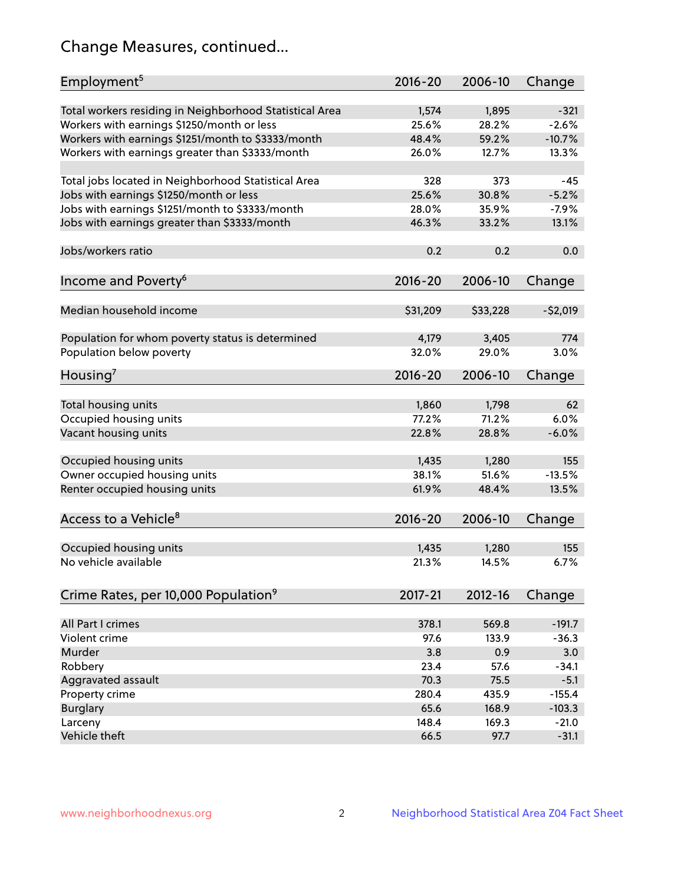# Change Measures, continued...

| Employment[5] | 2016-20 | 2006-10 | Change |
|---|---|---|---|
| Total workers residing in Neighborhood Statistical Area | 1,574 | 1,895 | -321 |
| Workers with earnings $1250/month or less | 25.6% | 28.2% | -2.6% |
| Workers with earnings $1251/month to $3333/month | 48.4% | 59.2% | -10.7% |
| Workers with earnings greater than $3333/month | 26.0% | 12.7% | 13.3% |
| | | | |
| Total jobs located in Neighborhood Statistical Area | 328 | 373 | -45 |
| Jobs with earnings $1250/month or less | 25.6% | 30.8% | -5.2% |
| Jobs with earnings $1251/month to $3333/month | 28.0% | 35.9% | -7.9% |
| Jobs with earnings greater than $3333/month | 46.3% | 33.2% | 13.1% |
| | | | |
| Jobs/workers ratio | 0.2 | 0.2 | 0.0 |

| Income and Poverty[6] | 2016-20 | 2006-10 | Change |
|---|---|---|---|
| Median household income | $31,209 | $33,228 | -$2,019 |
| | | | |
| Population for whom poverty status is determined | 4,179 | 3,405 | 774 |
| Population below poverty | 32.0% | 29.0% | 3.0% |

| Housing[7] | 2016-20 | 2006-10 | Change |
|---|---|---|---|
| Total housing units | 1,860 | 1,798 | 62 |
| Occupied housing units | 77.2% | 71.2% | 6.0% |
| Vacant housing units | 22.8% | 28.8% | -6.0% |
| | | | |
| Occupied housing units | 1,435 | 1,280 | 155 |
| Owner occupied housing units | 38.1% | 51.6% | -13.5% |
| Renter occupied housing units | 61.9% | 48.4% | 13.5% |

| Access to a Vehicle[8] | 2016-20 | 2006-10 | Change |
|---|---|---|---|
| Occupied housing units | 1,435 | 1,280 | 155 |
| No vehicle available | 21.3% | 14.5% | 6.7% |

| Crime Rates, per 10,000 Population[9] | 2017-21 | 2012-16 | Change |
|---|---|---|---|
| All Part I crimes | 378.1 | 569.8 | -191.7 |
| Violent crime | 97.6 | 133.9 | -36.3 |
| Murder | 3.8 | 0.9 | 3.0 |
| Robbery | 23.4 | 57.6 | -34.1 |
| Aggravated assault | 70.3 | 75.5 | -5.1 |
| Property crime | 280.4 | 435.9 | -155.4 |
| Burglary | 65.6 | 168.9 | -103.3 |
| Larceny | 148.4 | 169.3 | -21.0 |
| Vehicle theft | 66.5 | 97.7 | -31.1 |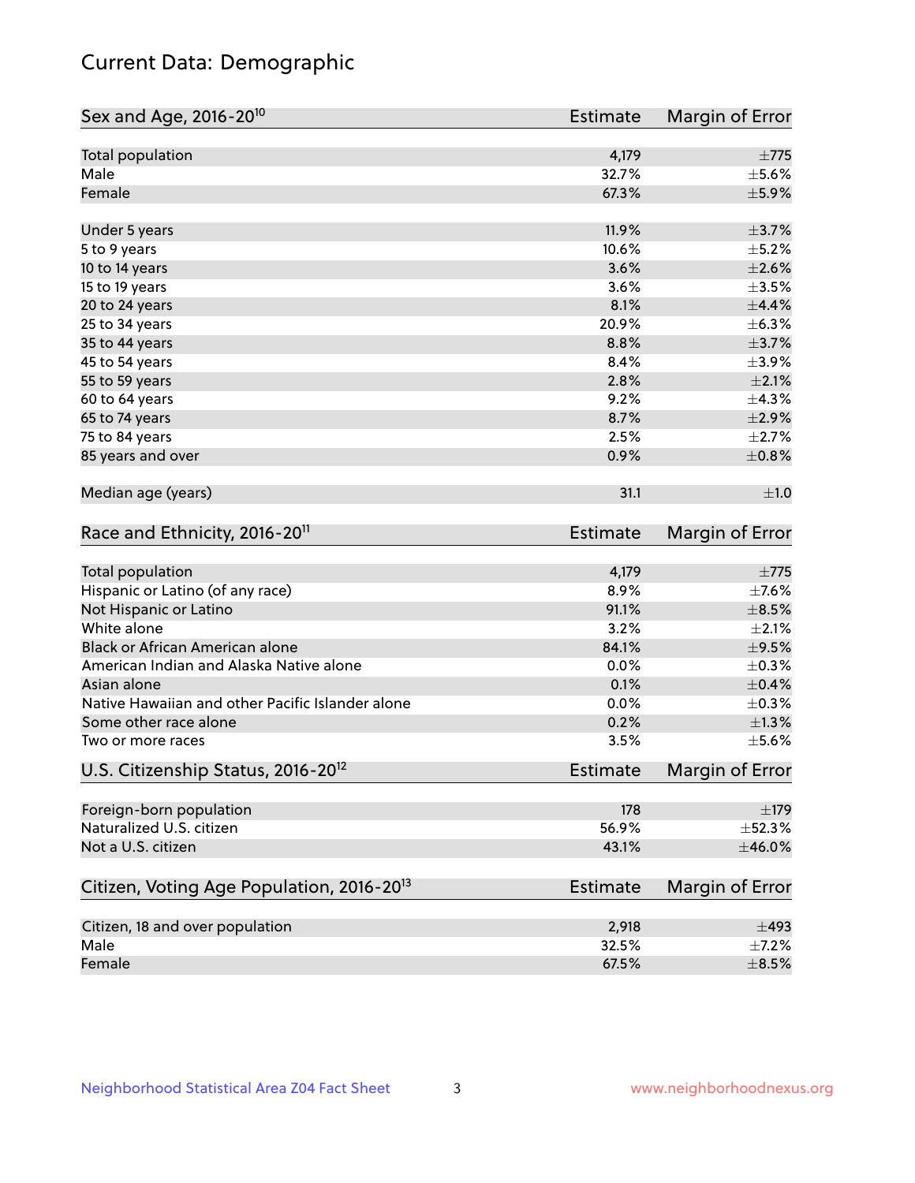# Current Data: Demographic

| Sex and Age, 2016-20[10] | Estimate | Margin of Error |
|---|---|---|
| Total population | 4,179 | ±775 |
| Male | 32.7% | ±5.6% |
| Female | 67.3% | ±5.9% |
| Under 5 years | 11.9% | ±3.7% |
| 5 to 9 years | 10.6% | ±5.2% |
| 10 to 14 years | 3.6% | ±2.6% |
| 15 to 19 years | 3.6% | ±3.5% |
| 20 to 24 years | 8.1% | ±4.4% |
| 25 to 34 years | 20.9% | ±6.3% |
| 35 to 44 years | 8.8% | ±3.7% |
| 45 to 54 years | 8.4% | ±3.9% |
| 55 to 59 years | 2.8% | ±2.1% |
| 60 to 64 years | 9.2% | ±4.3% |
| 65 to 74 years | 8.7% | ±2.9% |
| 75 to 84 years | 2.5% | ±2.7% |
| 85 years and over | 0.9% | ±0.8% |
| Median age (years) | 31.1 | ±1.0 |

| Race and Ethnicity, 2016-20[11] | Estimate | Margin of Error |
|---|---|---|
| Total population | 4,179 | ±775 |
| Hispanic or Latino (of any race) | 8.9% | ±7.6% |
| Not Hispanic or Latino | 91.1% | ±8.5% |
| White alone | 3.2% | ±2.1% |
| Black or African American alone | 84.1% | ±9.5% |
| American Indian and Alaska Native alone | 0.0% | ±0.3% |
| Asian alone | 0.1% | ±0.4% |
| Native Hawaiian and other Pacific Islander alone | 0.0% | ±0.3% |
| Some other race alone | 0.2% | ±1.3% |
| Two or more races | 3.5% | ±5.6% |

| U.S. Citizenship Status, 2016-20[12] | Estimate | Margin of Error |
|---|---|---|
| Foreign-born population | 178 | ±179 |
| Naturalized U.S. citizen | 56.9% | ±52.3% |
| Not a U.S. citizen | 43.1% | ±46.0% |

| Citizen, Voting Age Population, 2016-20[13] | Estimate | Margin of Error |
|---|---|---|
| Citizen, 18 and over population | 2,918 | ±493 |
| Male | 32.5% | ±7.2% |
| Female | 67.5% | ±8.5% |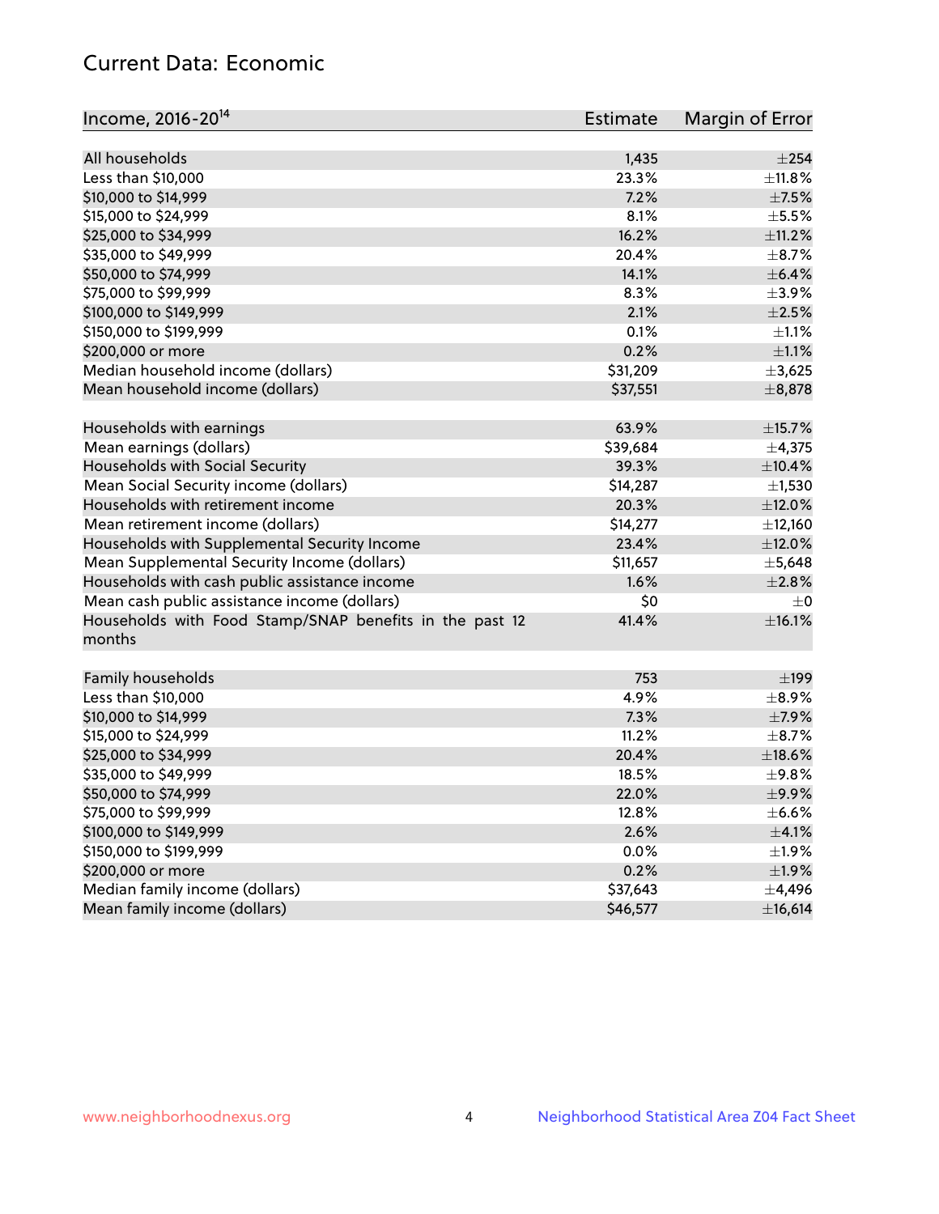## Current Data: Economic

| Income, 2016-20[14] | Estimate | Margin of Error |
|---|---|---|
| All households | 1,435 | ±254 |
| Less than $10,000 | 23.3% | ±11.8% |
| $10,000 to $14,999 | 7.2% | ±7.5% |
| $15,000 to $24,999 | 8.1% | ±5.5% |
| $25,000 to $34,999 | 16.2% | ±11.2% |
| $35,000 to $49,999 | 20.4% | ±8.7% |
| $50,000 to $74,999 | 14.1% | ±6.4% |
| $75,000 to $99,999 | 8.3% | ±3.9% |
| $100,000 to $149,999 | 2.1% | ±2.5% |
| $150,000 to $199,999 | 0.1% | ±1.1% |
| $200,000 or more | 0.2% | ±1.1% |
| Median household income (dollars) | $31,209 | ±3,625 |
| Mean household income (dollars) | $37,551 | ±8,878 |
| | | |
| Households with earnings | 63.9% | ±15.7% |
| Mean earnings (dollars) | $39,684 | ±4,375 |
| Households with Social Security | 39.3% | ±10.4% |
| Mean Social Security income (dollars) | $14,287 | ±1,530 |
| Households with retirement income | 20.3% | ±12.0% |
| Mean retirement income (dollars) | $14,277 | ±12,160 |
| Households with Supplemental Security Income | 23.4% | ±12.0% |
| Mean Supplemental Security Income (dollars) | $11,657 | ±5,648 |
| Households with cash public assistance income | 1.6% | ±2.8% |
| Mean cash public assistance income (dollars) | $0 | ±0 |
| Households with Food Stamp/SNAP benefits in the past 12 months | 41.4% | ±16.1% |
| | | |
| Family households | 753 | ±199 |
| Less than $10,000 | 4.9% | ±8.9% |
| $10,000 to $14,999 | 7.3% | ±7.9% |
| $15,000 to $24,999 | 11.2% | ±8.7% |
| $25,000 to $34,999 | 20.4% | ±18.6% |
| $35,000 to $49,999 | 18.5% | ±9.8% |
| $50,000 to $74,999 | 22.0% | ±9.9% |
| $75,000 to $99,999 | 12.8% | ±6.6% |
| $100,000 to $149,999 | 2.6% | ±4.1% |
| $150,000 to $199,999 | 0.0% | ±1.9% |
| $200,000 or more | 0.2% | ±1.9% |
| Median family income (dollars) | $37,643 | ±4,496 |
| Mean family income (dollars) | $46,577 | ±16,614 |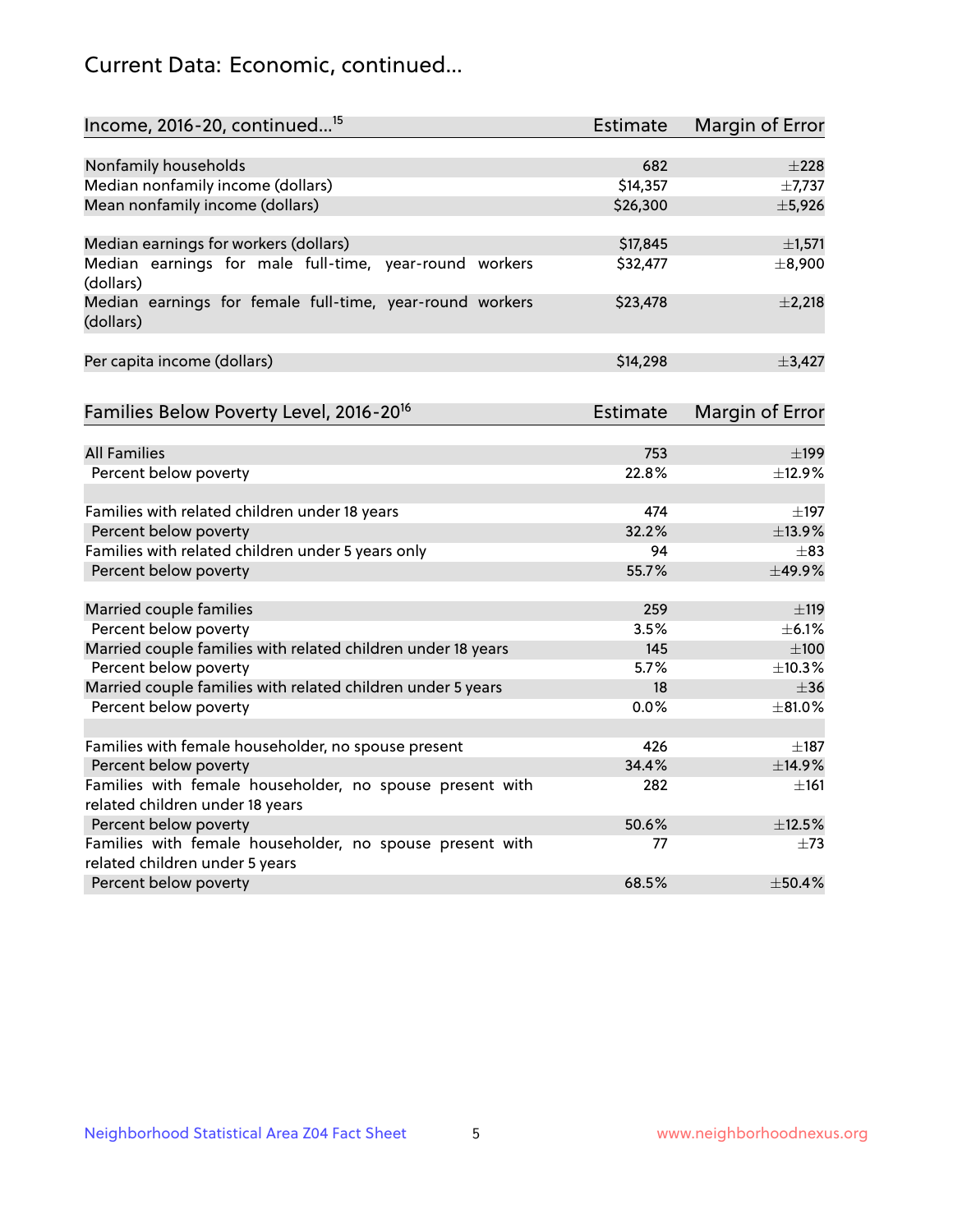# Current Data: Economic, continued...

| Income, 2016-20, continued...[15] | Estimate | Margin of Error |
|---|---|---|
| Nonfamily households | 682 | ±228 |
| Median nonfamily income (dollars) | $14,357 | ±7,737 |
| Mean nonfamily income (dollars) | $26,300 | ±5,926 |
| Median earnings for workers (dollars) | $17,845 | ±1,571 |
| Median earnings for male full-time, year-round workers (dollars) | $32,477 | ±8,900 |
| Median earnings for female full-time, year-round workers (dollars) | $23,478 | ±2,218 |
| Per capita income (dollars) | $14,298 | ±3,427 |

| Families Below Poverty Level, 2016-20[16] | Estimate | Margin of Error |
|---|---|---|
| All Families | 753 | ±199 |
| Percent below poverty | 22.8% | ±12.9% |
| Families with related children under 18 years | 474 | ±197 |
| Percent below poverty | 32.2% | ±13.9% |
| Families with related children under 5 years only | 94 | ±83 |
| Percent below poverty | 55.7% | ±49.9% |
| Married couple families | 259 | ±119 |
| Percent below poverty | 3.5% | ±6.1% |
| Married couple families with related children under 18 years | 145 | ±100 |
| Percent below poverty | 5.7% | ±10.3% |
| Married couple families with related children under 5 years | 18 | ±36 |
| Percent below poverty | 0.0% | ±81.0% |
| Families with female householder, no spouse present | 426 | ±187 |
| Percent below poverty | 34.4% | ±14.9% |
| Families with female householder, no spouse present with related children under 18 years | 282 | ±161 |
| Percent below poverty | 50.6% | ±12.5% |
| Families with female householder, no spouse present with related children under 5 years | 77 | ±73 |
| Percent below poverty | 68.5% | ±50.4% |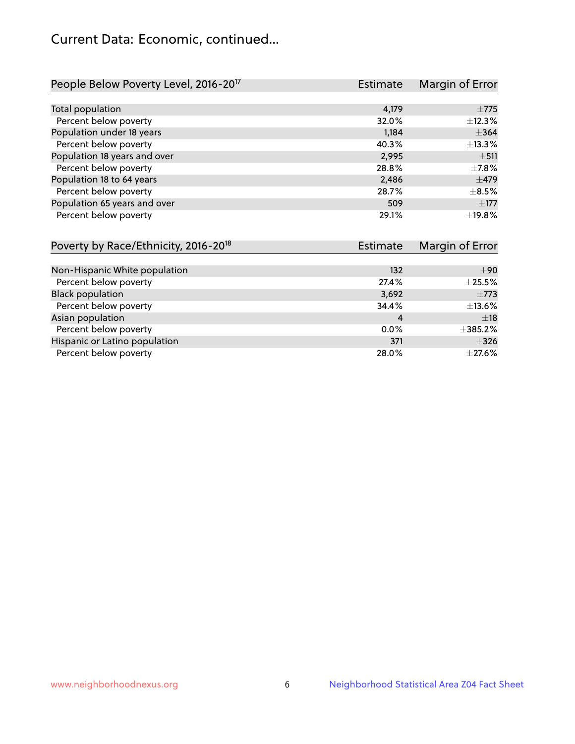# Current Data: Economic, continued...

| People Below Poverty Level, 2016-20[17] | Estimate | Margin of Error |
|---|---|---|
| Total population | 4,179 | ±775 |
| Percent below poverty | 32.0% | ±12.3% |
| Population under 18 years | 1,184 | ±364 |
| Percent below poverty | 40.3% | ±13.3% |
| Population 18 years and over | 2,995 | ±511 |
| Percent below poverty | 28.8% | ±7.8% |
| Population 18 to 64 years | 2,486 | ±479 |
| Percent below poverty | 28.7% | ±8.5% |
| Population 65 years and over | 509 | ±177 |
| Percent below poverty | 29.1% | ±19.8% |

| Poverty by Race/Ethnicity, 2016-20[18] | Estimate | Margin of Error |
|---|---|---|
| Non-Hispanic White population | 132 | ±90 |
| Percent below poverty | 27.4% | ±25.5% |
| Black population | 3,692 | ±773 |
| Percent below poverty | 34.4% | ±13.6% |
| Asian population | 4 | ±18 |
| Percent below poverty | 0.0% | ±385.2% |
| Hispanic or Latino population | 371 | ±326 |
| Percent below poverty | 28.0% | ±27.6% |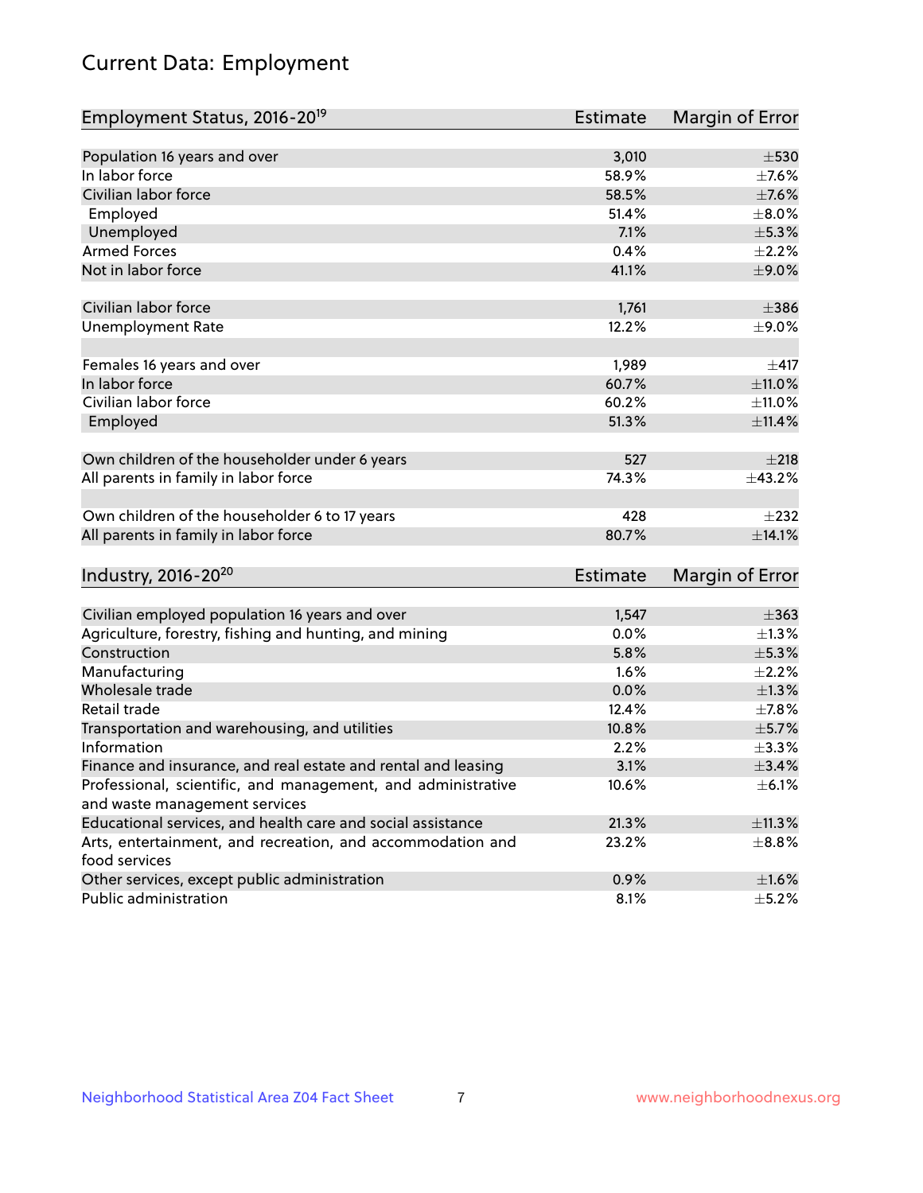# Current Data: Employment

| Employment Status, 2016-20[19] | Estimate | Margin of Error |
|---|---|---|
| Population 16 years and over | 3,010 | ±530 |
| In labor force | 58.9% | ±7.6% |
| Civilian labor force | 58.5% | ±7.6% |
| Employed | 51.4% | ±8.0% |
| Unemployed | 7.1% | ±5.3% |
| Armed Forces | 0.4% | ±2.2% |
| Not in labor force | 41.1% | ±9.0% |
| | | |
| Civilian labor force | 1,761 | ±386 |
| Unemployment Rate | 12.2% | ±9.0% |
| | | |
| Females 16 years and over | 1,989 | ±417 |
| In labor force | 60.7% | ±11.0% |
| Civilian labor force | 60.2% | ±11.0% |
| Employed | 51.3% | ±11.4% |
| | | |
| Own children of the householder under 6 years | 527 | ±218 |
| All parents in family in labor force | 74.3% | ±43.2% |
| | | |
| Own children of the householder 6 to 17 years | 428 | ±232 |
| All parents in family in labor force | 80.7% | ±14.1% |

| Industry, 2016-20[20] | Estimate | Margin of Error |
|---|---|---|
| Civilian employed population 16 years and over | 1,547 | ±363 |
| Agriculture, forestry, fishing and hunting, and mining | 0.0% | ±1.3% |
| Construction | 5.8% | ±5.3% |
| Manufacturing | 1.6% | ±2.2% |
| Wholesale trade | 0.0% | ±1.3% |
| Retail trade | 12.4% | ±7.8% |
| Transportation and warehousing, and utilities | 10.8% | ±5.7% |
| Information | 2.2% | ±3.3% |
| Finance and insurance, and real estate and rental and leasing | 3.1% | ±3.4% |
| Professional, scientific, and management, and administrative and waste management services | 10.6% | ±6.1% |
| Educational services, and health care and social assistance | 21.3% | ±11.3% |
| Arts, entertainment, and recreation, and accommodation and food services | 23.2% | ±8.8% |
| Other services, except public administration | 0.9% | ±1.6% |
| Public administration | 8.1% | ±5.2% |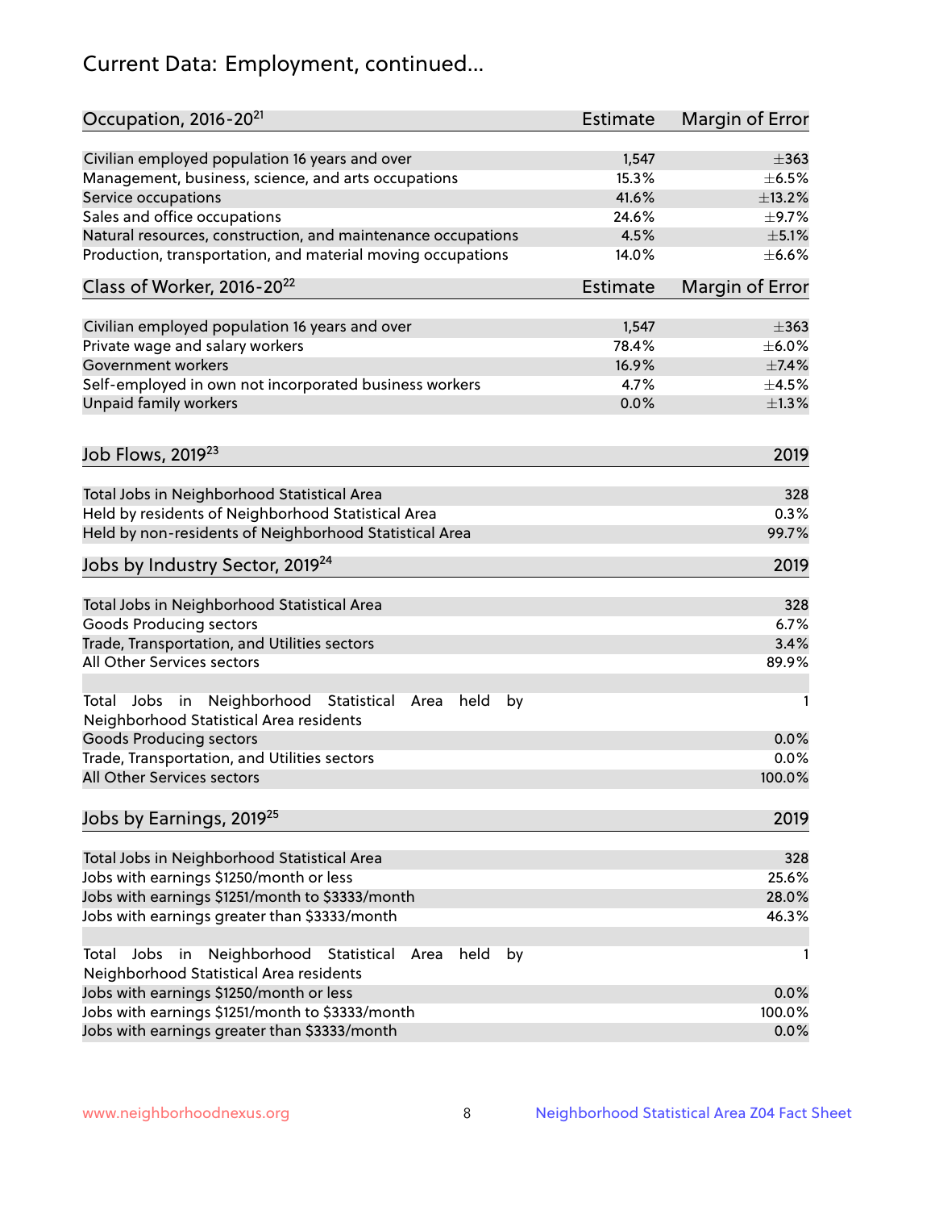# Current Data: Employment, continued...

| Occupation, 2016-20[21] | Estimate | Margin of Error |
|---|---|---|
| Civilian employed population 16 years and over | 1,547 | ±363 |
| Management, business, science, and arts occupations | 15.3% | ±6.5% |
| Service occupations | 41.6% | ±13.2% |
| Sales and office occupations | 24.6% | ±9.7% |
| Natural resources, construction, and maintenance occupations | 4.5% | ±5.1% |
| Production, transportation, and material moving occupations | 14.0% | ±6.6% |

| Class of Worker, 2016-20[22] | Estimate | Margin of Error |
|---|---|---|
| Civilian employed population 16 years and over | 1,547 | ±363 |
| Private wage and salary workers | 78.4% | ±6.0% |
| Government workers | 16.9% | ±7.4% |
| Self-employed in own not incorporated business workers | 4.7% | ±4.5% |
| Unpaid family workers | 0.0% | ±1.3% |

| Job Flows, 2019[23] | 2019 |
|---|---|
| Total Jobs in Neighborhood Statistical Area | 328 |
| Held by residents of Neighborhood Statistical Area | 0.3% |
| Held by non-residents of Neighborhood Statistical Area | 99.7% |

| Jobs by Industry Sector, 2019[24] | 2019 |
|---|---|
| Total Jobs in Neighborhood Statistical Area | 328 |
| Goods Producing sectors | 6.7% |
| Trade, Transportation, and Utilities sectors | 3.4% |
| All Other Services sectors | 89.9% |
| Total Jobs in Neighborhood Statistical Area held by Neighborhood Statistical Area residents | 1 |
| Goods Producing sectors | 0.0% |
| Trade, Transportation, and Utilities sectors | 0.0% |
| All Other Services sectors | 100.0% |

| Jobs by Earnings, 2019[25] | 2019 |
|---|---|
| Total Jobs in Neighborhood Statistical Area | 328 |
| Jobs with earnings $1250/month or less | 25.6% |
| Jobs with earnings $1251/month to $3333/month | 28.0% |
| Jobs with earnings greater than $3333/month | 46.3% |
| Total Jobs in Neighborhood Statistical Area held by Neighborhood Statistical Area residents | 1 |
| Jobs with earnings $1250/month or less | 0.0% |
| Jobs with earnings $1251/month to $3333/month | 100.0% |
| Jobs with earnings greater than $3333/month | 0.0% |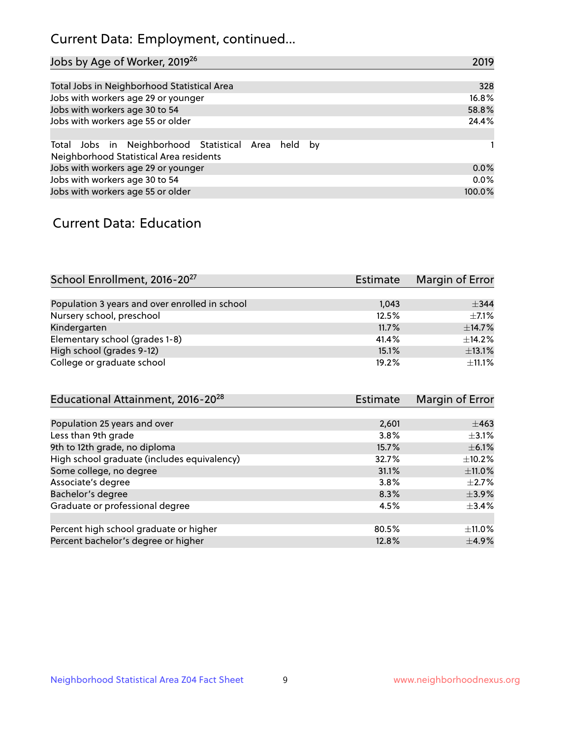# Current Data: Employment, continued...

| Jobs by Age of Worker, 2019[26] | 2019 |
|---|---|
| Total Jobs in Neighborhood Statistical Area | 328 |
| Jobs with workers age 29 or younger | 16.8% |
| Jobs with workers age 30 to 54 | 58.8% |
| Jobs with workers age 55 or older | 24.4% |
| | |
| Total Jobs in Neighborhood Statistical Area held by Neighborhood Statistical Area residents | 1 |
| Jobs with workers age 29 or younger | 0.0% |
| Jobs with workers age 30 to 54 | 0.0% |
| Jobs with workers age 55 or older | 100.0% |

# Current Data: Education

| School Enrollment, 2016-20[27] | Estimate | Margin of Error |
|---|---|---|
| Population 3 years and over enrolled in school | 1,043 | ±344 |
| Nursery school, preschool | 12.5% | ±7.1% |
| Kindergarten | 11.7% | ±14.7% |
| Elementary school (grades 1-8) | 41.4% | ±14.2% |
| High school (grades 9-12) | 15.1% | ±13.1% |
| College or graduate school | 19.2% | ±11.1% |

| Educational Attainment, 2016-20[28] | Estimate | Margin of Error |
|---|---|---|
| Population 25 years and over | 2,601 | ±463 |
| Less than 9th grade | 3.8% | ±3.1% |
| 9th to 12th grade, no diploma | 15.7% | ±6.1% |
| High school graduate (includes equivalency) | 32.7% | ±10.2% |
| Some college, no degree | 31.1% | ±11.0% |
| Associate's degree | 3.8% | ±2.7% |
| Bachelor's degree | 8.3% | ±3.9% |
| Graduate or professional degree | 4.5% | ±3.4% |
| | | |
| Percent high school graduate or higher | 80.5% | ±11.0% |
| Percent bachelor's degree or higher | 12.8% | ±4.9% |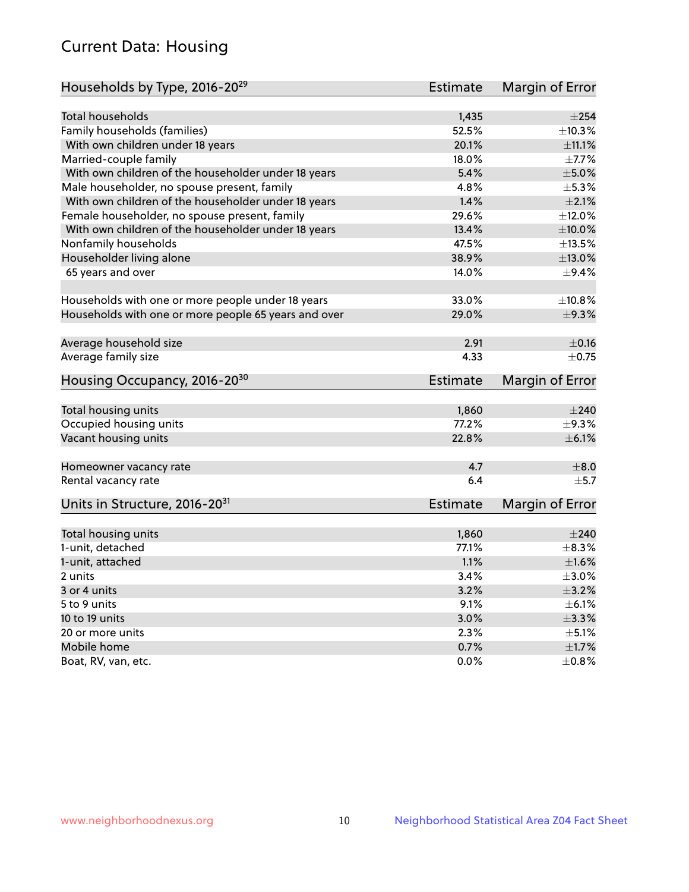## Current Data: Housing

| Households by Type, 2016-20[29] | Estimate | Margin of Error |
|---|---|---|
| Total households | 1,435 | ±254 |
| Family households (families) | 52.5% | ±10.3% |
| With own children under 18 years | 20.1% | ±11.1% |
| Married-couple family | 18.0% | ±7.7% |
| With own children of the householder under 18 years | 5.4% | ±5.0% |
| Male householder, no spouse present, family | 4.8% | ±5.3% |
| With own children of the householder under 18 years | 1.4% | ±2.1% |
| Female householder, no spouse present, family | 29.6% | ±12.0% |
| With own children of the householder under 18 years | 13.4% | ±10.0% |
| Nonfamily households | 47.5% | ±13.5% |
| Householder living alone | 38.9% | ±13.0% |
| 65 years and over | 14.0% | ±9.4% |
| Households with one or more people under 18 years | 33.0% | ±10.8% |
| Households with one or more people 65 years and over | 29.0% | ±9.3% |
| Average household size | 2.91 | ±0.16 |
| Average family size | 4.33 | ±0.75 |

| Housing Occupancy, 2016-20[30] | Estimate | Margin of Error |
|---|---|---|
| Total housing units | 1,860 | ±240 |
| Occupied housing units | 77.2% | ±9.3% |
| Vacant housing units | 22.8% | ±6.1% |
| Homeowner vacancy rate | 4.7 | ±8.0 |
| Rental vacancy rate | 6.4 | ±5.7 |

| Units in Structure, 2016-20[31] | Estimate | Margin of Error |
|---|---|---|
| Total housing units | 1,860 | ±240 |
| 1-unit, detached | 77.1% | ±8.3% |
| 1-unit, attached | 1.1% | ±1.6% |
| 2 units | 3.4% | ±3.0% |
| 3 or 4 units | 3.2% | ±3.2% |
| 5 to 9 units | 9.1% | ±6.1% |
| 10 to 19 units | 3.0% | ±3.3% |
| 20 or more units | 2.3% | ±5.1% |
| Mobile home | 0.7% | ±1.7% |
| Boat, RV, van, etc. | 0.0% | ±0.8% |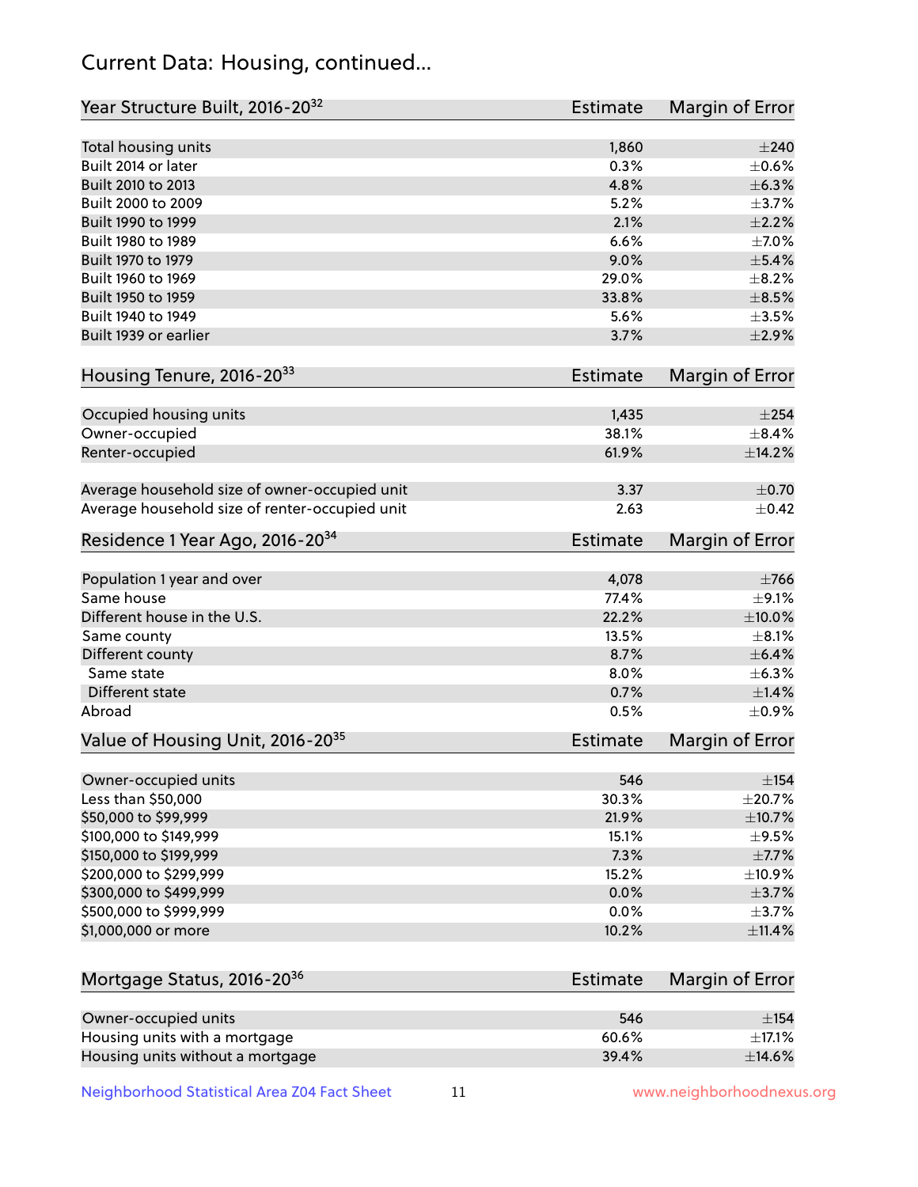## Current Data: Housing, continued...

| Year Structure Built, 2016-20[32] | Estimate | Margin of Error |
|---|---|---|
| Total housing units | 1,860 | ±240 |
| Built 2014 or later | 0.3% | ±0.6% |
| Built 2010 to 2013 | 4.8% | ±6.3% |
| Built 2000 to 2009 | 5.2% | ±3.7% |
| Built 1990 to 1999 | 2.1% | ±2.2% |
| Built 1980 to 1989 | 6.6% | ±7.0% |
| Built 1970 to 1979 | 9.0% | ±5.4% |
| Built 1960 to 1969 | 29.0% | ±8.2% |
| Built 1950 to 1959 | 33.8% | ±8.5% |
| Built 1940 to 1949 | 5.6% | ±3.5% |
| Built 1939 or earlier | 3.7% | ±2.9% |

| Housing Tenure, 2016-20[33] | Estimate | Margin of Error |
|---|---|---|
| Occupied housing units | 1,435 | ±254 |
| Owner-occupied | 38.1% | ±8.4% |
| Renter-occupied | 61.9% | ±14.2% |
| Average household size of owner-occupied unit | 3.37 | ±0.70 |
| Average household size of renter-occupied unit | 2.63 | ±0.42 |

| Residence 1 Year Ago, 2016-20[34] | Estimate | Margin of Error |
|---|---|---|
| Population 1 year and over | 4,078 | ±766 |
| Same house | 77.4% | ±9.1% |
| Different house in the U.S. | 22.2% | ±10.0% |
| Same county | 13.5% | ±8.1% |
| Different county | 8.7% | ±6.4% |
| Same state | 8.0% | ±6.3% |
| Different state | 0.7% | ±1.4% |
| Abroad | 0.5% | ±0.9% |

| Value of Housing Unit, 2016-20[35] | Estimate | Margin of Error |
|---|---|---|
| Owner-occupied units | 546 | ±154 |
| Less than $50,000 | 30.3% | ±20.7% |
| $50,000 to $99,999 | 21.9% | ±10.7% |
| $100,000 to $149,999 | 15.1% | ±9.5% |
| $150,000 to $199,999 | 7.3% | ±7.7% |
| $200,000 to $299,999 | 15.2% | ±10.9% |
| $300,000 to $499,999 | 0.0% | ±3.7% |
| $500,000 to $999,999 | 0.0% | ±3.7% |
| $1,000,000 or more | 10.2% | ±11.4% |

| Mortgage Status, 2016-20[36] | Estimate | Margin of Error |
|---|---|---|
| Owner-occupied units | 546 | ±154 |
| Housing units with a mortgage | 60.6% | ±17.1% |
| Housing units without a mortgage | 39.4% | ±14.6% |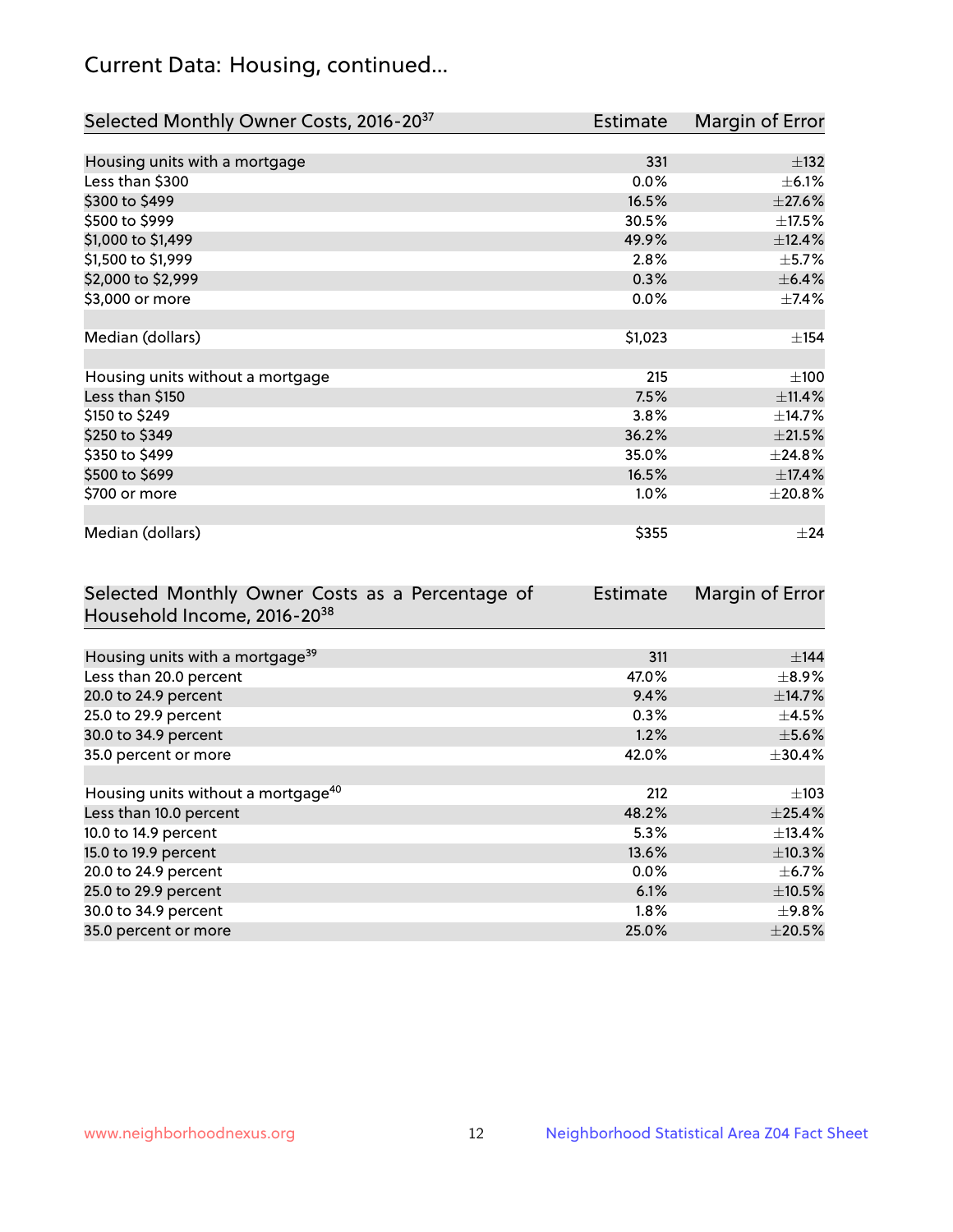## Current Data: Housing, continued...

| Selected Monthly Owner Costs, 2016-20[37] | Estimate | Margin of Error |
|---|---|---|
| Housing units with a mortgage | 331 | ±132 |
| Less than $300 | 0.0% | ±6.1% |
| $300 to $499 | 16.5% | ±27.6% |
| $500 to $999 | 30.5% | ±17.5% |
| $1,000 to $1,499 | 49.9% | ±12.4% |
| $1,500 to $1,999 | 2.8% | ±5.7% |
| $2,000 to $2,999 | 0.3% | ±6.4% |
| $3,000 or more | 0.0% | ±7.4% |
| | | |
| Median (dollars) | $1,023 | ±154 |
| | | |
| Housing units without a mortgage | 215 | ±100 |
| Less than $150 | 7.5% | ±11.4% |
| $150 to $249 | 3.8% | ±14.7% |
| $250 to $349 | 36.2% | ±21.5% |
| $350 to $499 | 35.0% | ±24.8% |
| $500 to $699 | 16.5% | ±17.4% |
| $700 or more | 1.0% | ±20.8% |
| | | |
| Median (dollars) | $355 | ±24 |

| Selected Monthly Owner Costs as a Percentage of Household Income, 2016-20[38] | Estimate | Margin of Error |
|---|---|---|
| Housing units with a mortgage[39] | 311 | ±144 |
| Less than 20.0 percent | 47.0% | ±8.9% |
| 20.0 to 24.9 percent | 9.4% | ±14.7% |
| 25.0 to 29.9 percent | 0.3% | ±4.5% |
| 30.0 to 34.9 percent | 1.2% | ±5.6% |
| 35.0 percent or more | 42.0% | ±30.4% |
| | | |
| Housing units without a mortgage[40] | 212 | ±103 |
| Less than 10.0 percent | 48.2% | ±25.4% |
| 10.0 to 14.9 percent | 5.3% | ±13.4% |
| 15.0 to 19.9 percent | 13.6% | ±10.3% |
| 20.0 to 24.9 percent | 0.0% | ±6.7% |
| 25.0 to 29.9 percent | 6.1% | ±10.5% |
| 30.0 to 34.9 percent | 1.8% | ±9.8% |
| 35.0 percent or more | 25.0% | ±20.5% |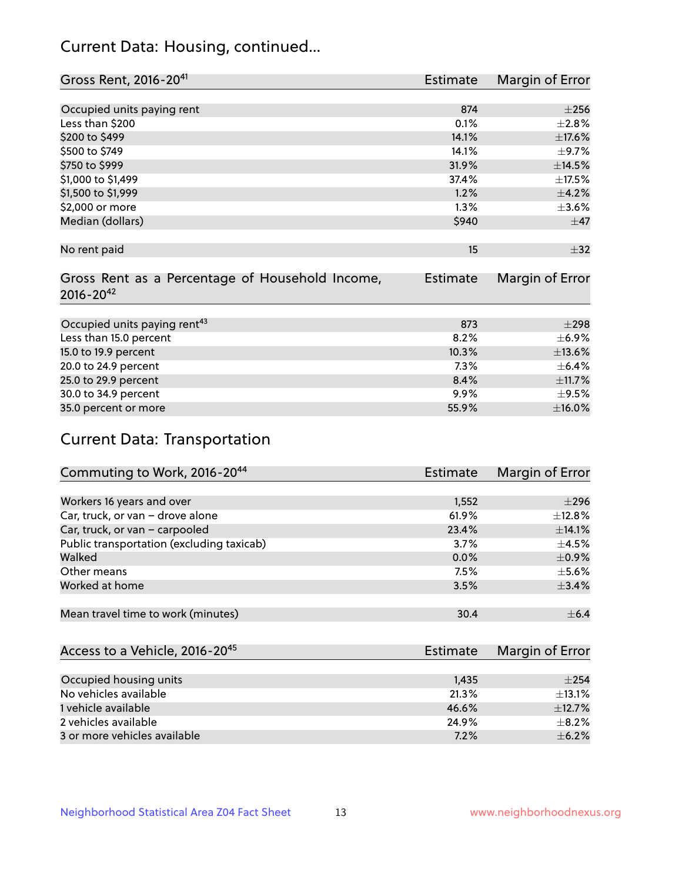## Current Data: Housing, continued...

| Gross Rent, 2016-20[41] | Estimate | Margin of Error |
|---|---|---|
| Occupied units paying rent | 874 | ±256 |
| Less than $200 | 0.1% | ±2.8% |
| $200 to $499 | 14.1% | ±17.6% |
| $500 to $749 | 14.1% | ±9.7% |
| $750 to $999 | 31.9% | ±14.5% |
| $1,000 to $1,499 | 37.4% | ±17.5% |
| $1,500 to $1,999 | 1.2% | ±4.2% |
| $2,000 or more | 1.3% | ±3.6% |
| Median (dollars) | $940 | ±47 |
| | | |
| No rent paid | 15 | ±32 |

| Gross Rent as a Percentage of Household Income, 2016-20[42] | Estimate | Margin of Error |
|---|---|---|
| Occupied units paying rent[43] | 873 | ±298 |
| Less than 15.0 percent | 8.2% | ±6.9% |
| 15.0 to 19.9 percent | 10.3% | ±13.6% |
| 20.0 to 24.9 percent | 7.3% | ±6.4% |
| 25.0 to 29.9 percent | 8.4% | ±11.7% |
| 30.0 to 34.9 percent | 9.9% | ±9.5% |
| 35.0 percent or more | 55.9% | ±16.0% |

## Current Data: Transportation

| Commuting to Work, 2016-20[44] | Estimate | Margin of Error |
|---|---|---|
| Workers 16 years and over | 1,552 | ±296 |
| Car, truck, or van – drove alone | 61.9% | ±12.8% |
| Car, truck, or van – carpooled | 23.4% | ±14.1% |
| Public transportation (excluding taxicab) | 3.7% | ±4.5% |
| Walked | 0.0% | ±0.9% |
| Other means | 7.5% | ±5.6% |
| Worked at home | 3.5% | ±3.4% |
| | | |
| Mean travel time to work (minutes) | 30.4 | ±6.4 |

| Access to a Vehicle, 2016-20[45] | Estimate | Margin of Error |
|---|---|---|
| Occupied housing units | 1,435 | ±254 |
| No vehicles available | 21.3% | ±13.1% |
| 1 vehicle available | 46.6% | ±12.7% |
| 2 vehicles available | 24.9% | ±8.2% |
| 3 or more vehicles available | 7.2% | ±6.2% |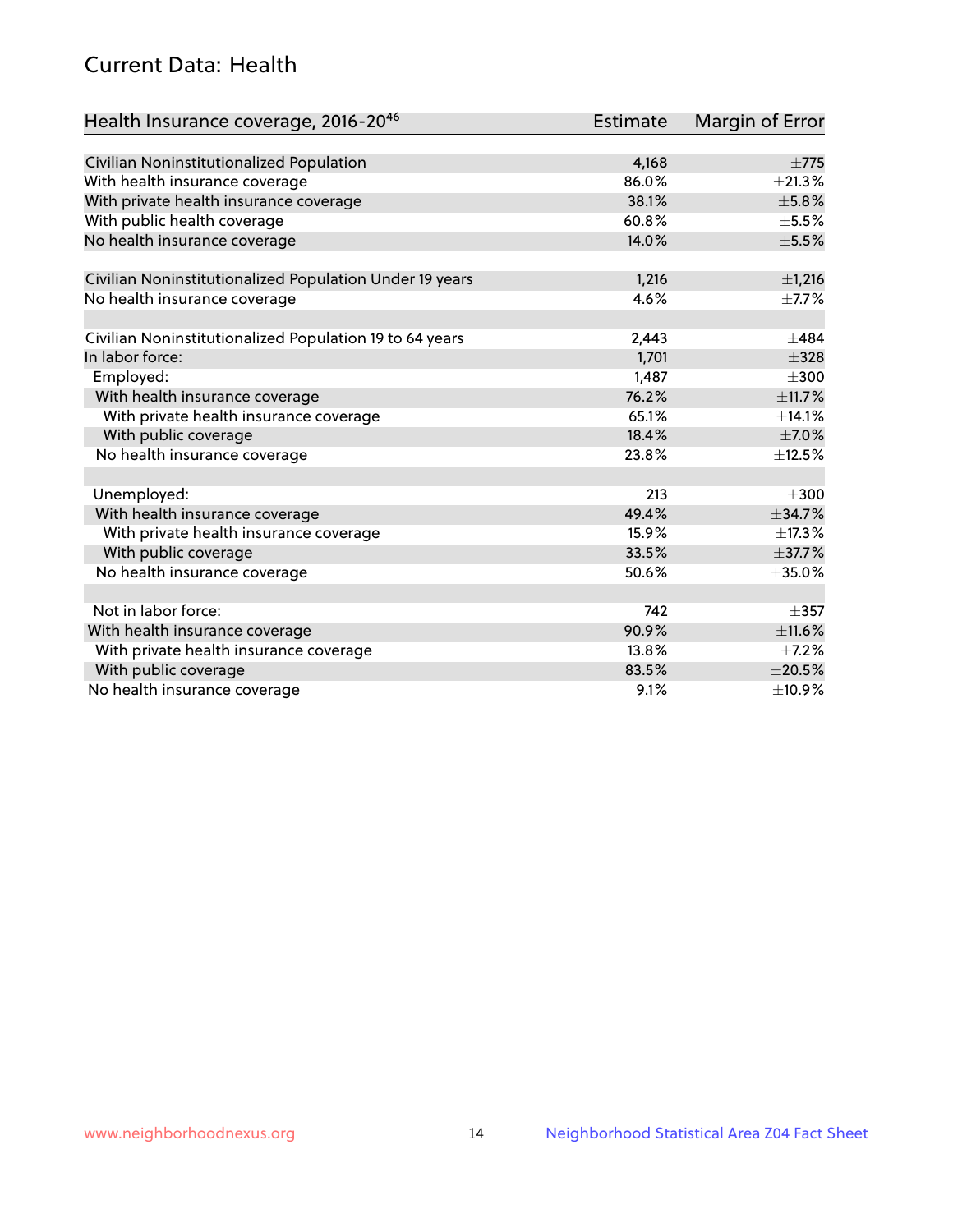## Current Data: Health

| Health Insurance coverage, 2016-20[46] | Estimate | Margin of Error |
|---|---|---|
| Civilian Noninstitutionalized Population | 4,168 | ±775 |
| With health insurance coverage | 86.0% | ±21.3% |
| With private health insurance coverage | 38.1% | ±5.8% |
| With public health coverage | 60.8% | ±5.5% |
| No health insurance coverage | 14.0% | ±5.5% |
| | | |
| Civilian Noninstitutionalized Population Under 19 years | 1,216 | ±1,216 |
| No health insurance coverage | 4.6% | ±7.7% |
| | | |
| Civilian Noninstitutionalized Population 19 to 64 years | 2,443 | ±484 |
| In labor force: | 1,701 | ±328 |
| Employed: | 1,487 | ±300 |
| With health insurance coverage | 76.2% | ±11.7% |
| With private health insurance coverage | 65.1% | ±14.1% |
| With public coverage | 18.4% | ±7.0% |
| No health insurance coverage | 23.8% | ±12.5% |
| | | |
| Unemployed: | 213 | ±300 |
| With health insurance coverage | 49.4% | ±34.7% |
| With private health insurance coverage | 15.9% | ±17.3% |
| With public coverage | 33.5% | ±37.7% |
| No health insurance coverage | 50.6% | ±35.0% |
| | | |
| Not in labor force: | 742 | ±357 |
| With health insurance coverage | 90.9% | ±11.6% |
| With private health insurance coverage | 13.8% | ±7.2% |
| With public coverage | 83.5% | ±20.5% |
| No health insurance coverage | 9.1% | ±10.9% |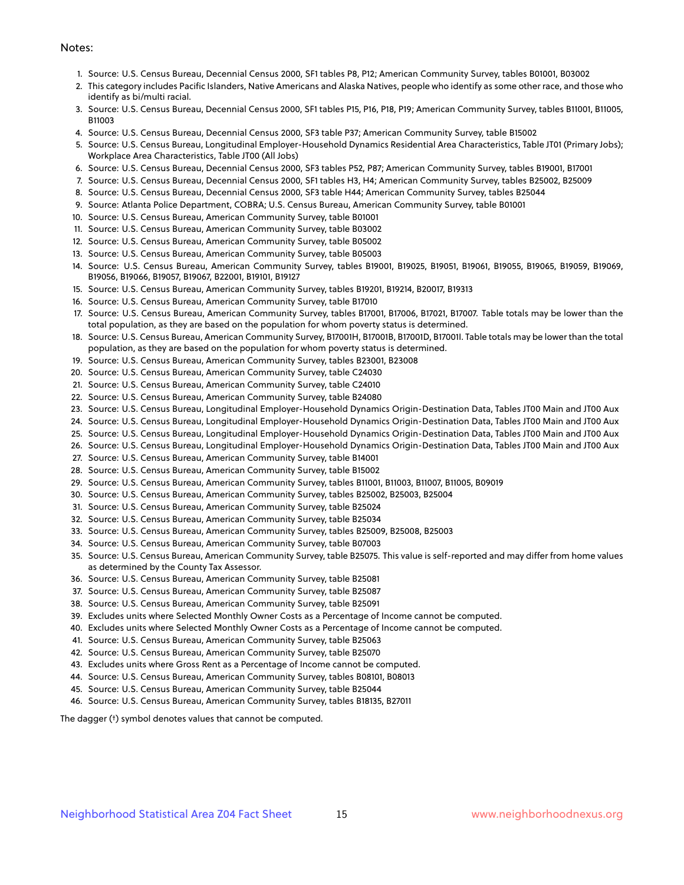Notes:

1. Source: U.S. Census Bureau, Decennial Census 2000, SF1 tables P8, P12; American Community Survey, tables B01001, B03002
2. This category includes Pacific Islanders, Native Americans and Alaska Natives, people who identify as some other race, and those who identify as bi/multi racial.
3. Source: U.S. Census Bureau, Decennial Census 2000, SF1 tables P15, P16, P18, P19; American Community Survey, tables B11001, B11005, B11003
4. Source: U.S. Census Bureau, Decennial Census 2000, SF3 table P37; American Community Survey, table B15002
5. Source: U.S. Census Bureau, Longitudinal Employer-Household Dynamics Residential Area Characteristics, Table JT01 (Primary Jobs); Workplace Area Characteristics, Table JT00 (All Jobs)
6. Source: U.S. Census Bureau, Decennial Census 2000, SF3 tables P52, P87; American Community Survey, tables B19001, B17001
7. Source: U.S. Census Bureau, Decennial Census 2000, SF1 tables H3, H4; American Community Survey, tables B25002, B25009
8. Source: U.S. Census Bureau, Decennial Census 2000, SF3 table H44; American Community Survey, tables B25044
9. Source: Atlanta Police Department, COBRA; U.S. Census Bureau, American Community Survey, table B01001
10. Source: U.S. Census Bureau, American Community Survey, table B01001
11. Source: U.S. Census Bureau, American Community Survey, table B03002
12. Source: U.S. Census Bureau, American Community Survey, table B05002
13. Source: U.S. Census Bureau, American Community Survey, table B05003
14. Source: U.S. Census Bureau, American Community Survey, tables B19001, B19025, B19051, B19061, B19055, B19065, B19059, B19069, B19056, B19066, B19057, B19067, B22001, B19101, B19127
15. Source: U.S. Census Bureau, American Community Survey, tables B19201, B19214, B20017, B19313
16. Source: U.S. Census Bureau, American Community Survey, table B17010
17. Source: U.S. Census Bureau, American Community Survey, tables B17001, B17006, B17021, B17007. Table totals may be lower than the total population, as they are based on the population for whom poverty status is determined.
18. Source: U.S. Census Bureau, American Community Survey, B17001H, B17001B, B17001D, B17001I. Table totals may be lower than the total population, as they are based on the population for whom poverty status is determined.
19. Source: U.S. Census Bureau, American Community Survey, tables B23001, B23008
20. Source: U.S. Census Bureau, American Community Survey, table C24030
21. Source: U.S. Census Bureau, American Community Survey, table C24010
22. Source: U.S. Census Bureau, American Community Survey, table B24080
23. Source: U.S. Census Bureau, Longitudinal Employer-Household Dynamics Origin-Destination Data, Tables JT00 Main and JT00 Aux
24. Source: U.S. Census Bureau, Longitudinal Employer-Household Dynamics Origin-Destination Data, Tables JT00 Main and JT00 Aux
25. Source: U.S. Census Bureau, Longitudinal Employer-Household Dynamics Origin-Destination Data, Tables JT00 Main and JT00 Aux
26. Source: U.S. Census Bureau, Longitudinal Employer-Household Dynamics Origin-Destination Data, Tables JT00 Main and JT00 Aux
27. Source: U.S. Census Bureau, American Community Survey, table B14001
28. Source: U.S. Census Bureau, American Community Survey, table B15002
29. Source: U.S. Census Bureau, American Community Survey, tables B11001, B11003, B11007, B11005, B09019
30. Source: U.S. Census Bureau, American Community Survey, tables B25002, B25003, B25004
31. Source: U.S. Census Bureau, American Community Survey, table B25024
32. Source: U.S. Census Bureau, American Community Survey, table B25034
33. Source: U.S. Census Bureau, American Community Survey, tables B25009, B25008, B25003
34. Source: U.S. Census Bureau, American Community Survey, table B07003
35. Source: U.S. Census Bureau, American Community Survey, table B25075. This value is self-reported and may differ from home values as determined by the County Tax Assessor.
36. Source: U.S. Census Bureau, American Community Survey, table B25081
37. Source: U.S. Census Bureau, American Community Survey, table B25087
38. Source: U.S. Census Bureau, American Community Survey, table B25091
39. Excludes units where Selected Monthly Owner Costs as a Percentage of Income cannot be computed.
40. Excludes units where Selected Monthly Owner Costs as a Percentage of Income cannot be computed.
41. Source: U.S. Census Bureau, American Community Survey, table B25063
42. Source: U.S. Census Bureau, American Community Survey, table B25070
43. Excludes units where Gross Rent as a Percentage of Income cannot be computed.
44. Source: U.S. Census Bureau, American Community Survey, tables B08101, B08013
45. Source: U.S. Census Bureau, American Community Survey, table B25044
46. Source: U.S. Census Bureau, American Community Survey, tables B18135, B27011

The dagger (†) symbol denotes values that cannot be computed.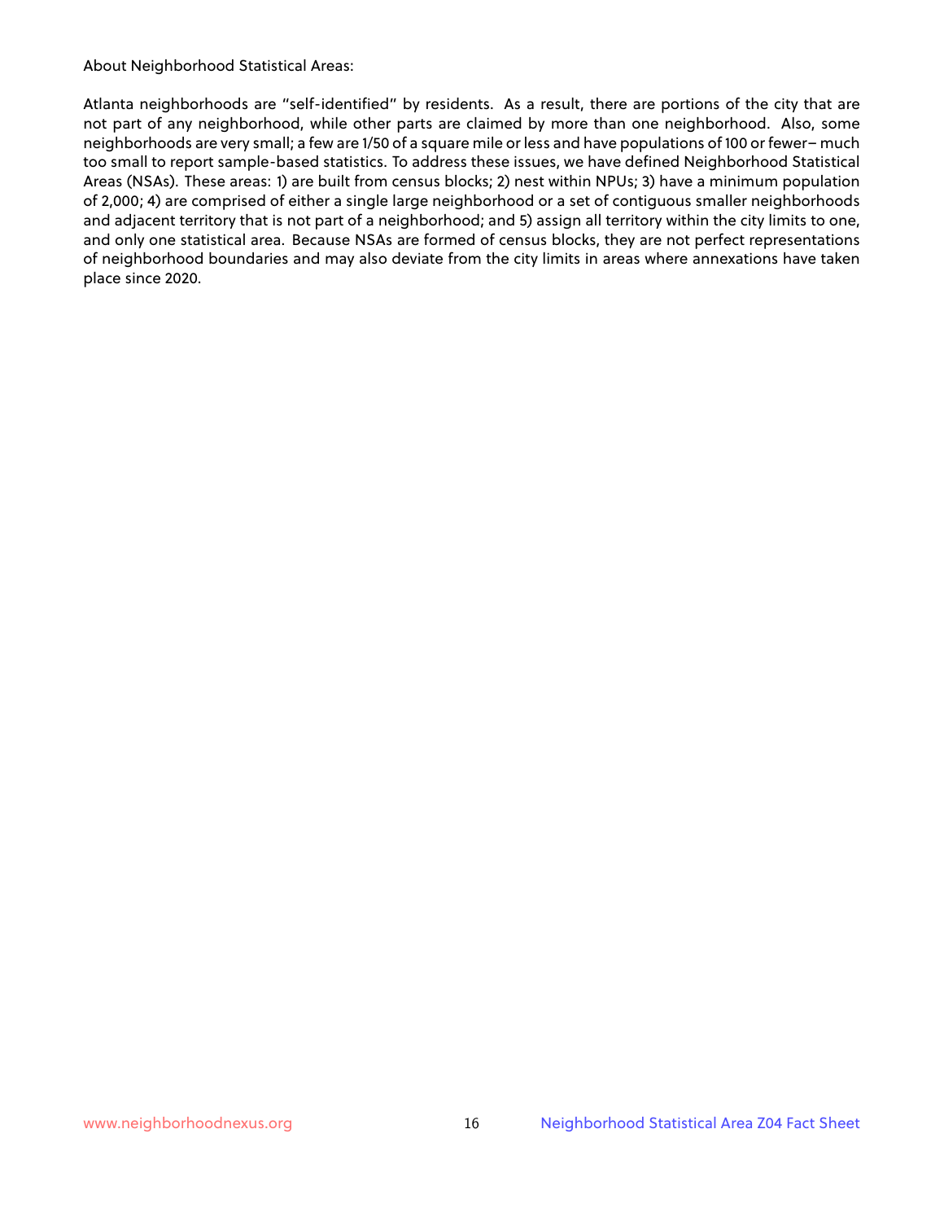About Neighborhood Statistical Areas:

Atlanta neighborhoods are "self-identified" by residents. As a result, there are portions of the city that are not part of any neighborhood, while other parts are claimed by more than one neighborhood. Also, some neighborhoods are very small; a few are 1/50 of a square mile or less and have populations of 100 or fewer– much too small to report sample-based statistics. To address these issues, we have defined Neighborhood Statistical Areas (NSAs). These areas: 1) are built from census blocks; 2) nest within NPUs; 3) have a minimum population of 2,000; 4) are comprised of either a single large neighborhood or a set of contiguous smaller neighborhoods and adjacent territory that is not part of a neighborhood; and 5) assign all territory within the city limits to one, and only one statistical area. Because NSAs are formed of census blocks, they are not perfect representations of neighborhood boundaries and may also deviate from the city limits in areas where annexations have taken place since 2020.